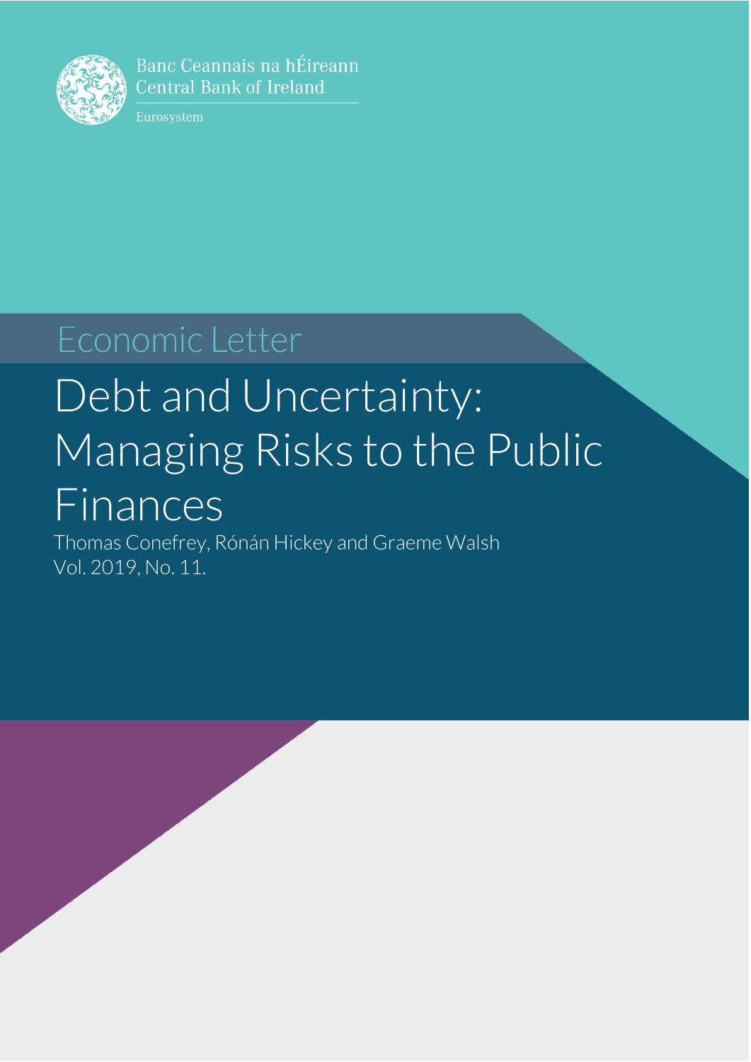Banc Ceannais na hÉireann
Central Bank of Ireland

Eurosystem

Economic Letter

# Debt and Uncertainty: Managing Risks to the Public Finances

Thomas Conefrey, Rónán Hickey and Graeme Walsh

Vol. 2019, No. 11.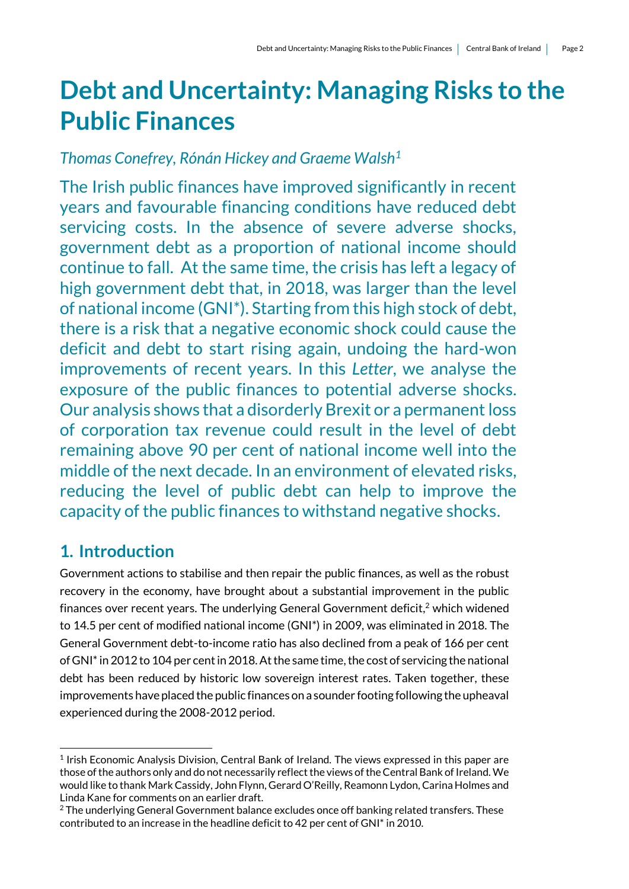# Debt and Uncertainty: Managing Risks to the Public Finances

*Thomas Conefrey, Rónán Hickey and Graeme Walsh*[1]

The Irish public finances have improved significantly in recent years and favourable financing conditions have reduced debt servicing costs. In the absence of severe adverse shocks, government debt as a proportion of national income should continue to fall. At the same time, the crisis has left a legacy of high government debt that, in 2018, was larger than the level of national income (GNI*). Starting from this high stock of debt, there is a risk that a negative economic shock could cause the deficit and debt to start rising again, undoing the hard-won improvements of recent years. In this *Letter*, we analyse the exposure of the public finances to potential adverse shocks. Our analysis shows that a disorderly Brexit or a permanent loss of corporation tax revenue could result in the level of debt remaining above 90 per cent of national income well into the middle of the next decade. In an environment of elevated risks, reducing the level of public debt can help to improve the capacity of the public finances to withstand negative shocks.

## 1. Introduction

Government actions to stabilise and then repair the public finances, as well as the robust recovery in the economy, have brought about a substantial improvement in the public finances over recent years. The underlying General Government deficit,[2] which widened to 14.5 per cent of modified national income (GNI*) in 2009, was eliminated in 2018. The General Government debt-to-income ratio has also declined from a peak of 166 per cent of GNI* in 2012 to 104 per cent in 2018. At the same time, the cost of servicing the national debt has been reduced by historic low sovereign interest rates. Taken together, these improvements have placed the public finances on a sounder footing following the upheaval experienced during the 2008-2012 period.

---

[1] Irish Economic Analysis Division, Central Bank of Ireland. The views expressed in this paper are those of the authors only and do not necessarily reflect the views of the Central Bank of Ireland. We would like to thank Mark Cassidy, John Flynn, Gerard O'Reilly, Reamonn Lydon, Carina Holmes and Linda Kane for comments on an earlier draft.

[2] The underlying General Government balance excludes once off banking related transfers. These contributed to an increase in the headline deficit to 42 per cent of GNI* in 2010.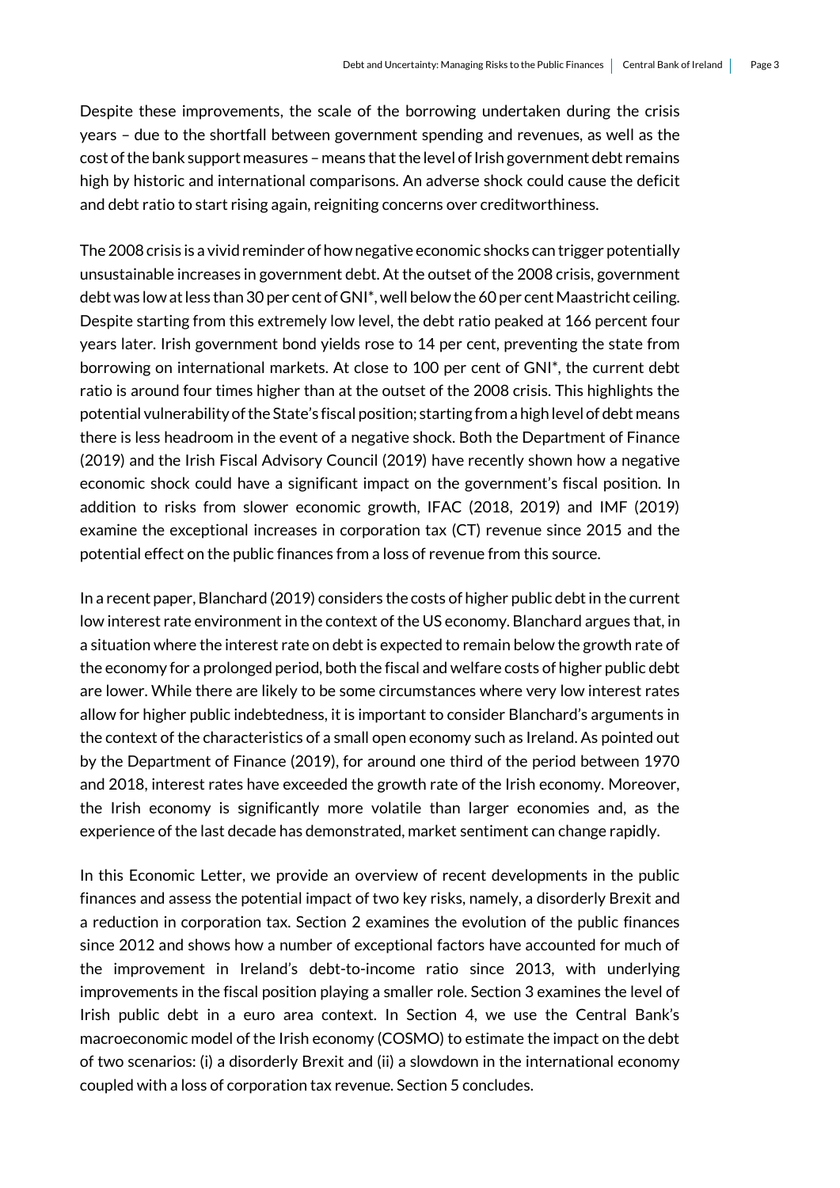Despite these improvements, the scale of the borrowing undertaken during the crisis years – due to the shortfall between government spending and revenues, as well as the cost of the bank support measures – means that the level of Irish government debt remains high by historic and international comparisons. An adverse shock could cause the deficit and debt ratio to start rising again, reigniting concerns over creditworthiness.

The 2008 crisis is a vivid reminder of how negative economic shocks can trigger potentially unsustainable increases in government debt. At the outset of the 2008 crisis, government debt was low at less than 30 per cent of GNI*, well below the 60 per cent Maastricht ceiling. Despite starting from this extremely low level, the debt ratio peaked at 166 percent four years later. Irish government bond yields rose to 14 per cent, preventing the state from borrowing on international markets. At close to 100 per cent of GNI*, the current debt ratio is around four times higher than at the outset of the 2008 crisis. This highlights the potential vulnerability of the State's fiscal position; starting from a high level of debt means there is less headroom in the event of a negative shock. Both the Department of Finance (2019) and the Irish Fiscal Advisory Council (2019) have recently shown how a negative economic shock could have a significant impact on the government's fiscal position. In addition to risks from slower economic growth, IFAC (2018, 2019) and IMF (2019) examine the exceptional increases in corporation tax (CT) revenue since 2015 and the potential effect on the public finances from a loss of revenue from this source.

In a recent paper, Blanchard (2019) considers the costs of higher public debt in the current low interest rate environment in the context of the US economy. Blanchard argues that, in a situation where the interest rate on debt is expected to remain below the growth rate of the economy for a prolonged period, both the fiscal and welfare costs of higher public debt are lower. While there are likely to be some circumstances where very low interest rates allow for higher public indebtedness, it is important to consider Blanchard's arguments in the context of the characteristics of a small open economy such as Ireland. As pointed out by the Department of Finance (2019), for around one third of the period between 1970 and 2018, interest rates have exceeded the growth rate of the Irish economy. Moreover, the Irish economy is significantly more volatile than larger economies and, as the experience of the last decade has demonstrated, market sentiment can change rapidly.

In this Economic Letter, we provide an overview of recent developments in the public finances and assess the potential impact of two key risks, namely, a disorderly Brexit and a reduction in corporation tax. Section 2 examines the evolution of the public finances since 2012 and shows how a number of exceptional factors have accounted for much of the improvement in Ireland's debt-to-income ratio since 2013, with underlying improvements in the fiscal position playing a smaller role. Section 3 examines the level of Irish public debt in a euro area context. In Section 4, we use the Central Bank's macroeconomic model of the Irish economy (COSMO) to estimate the impact on the debt of two scenarios: (i) a disorderly Brexit and (ii) a slowdown in the international economy coupled with a loss of corporation tax revenue. Section 5 concludes.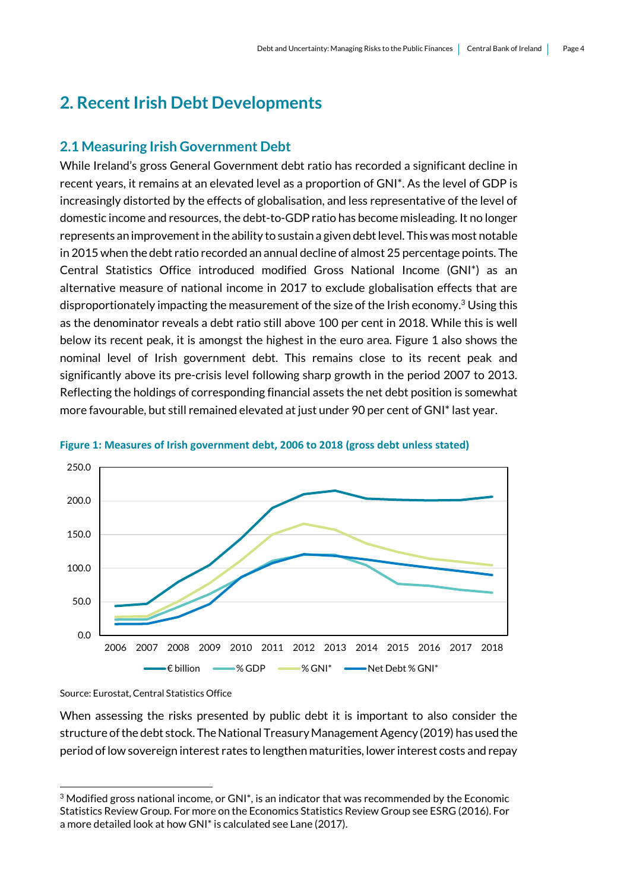## 2. Recent Irish Debt Developments

### 2.1 Measuring Irish Government Debt

While Ireland's gross General Government debt ratio has recorded a significant decline in recent years, it remains at an elevated level as a proportion of GNI*. As the level of GDP is increasingly distorted by the effects of globalisation, and less representative of the level of domestic income and resources, the debt-to-GDP ratio has become misleading. It no longer represents an improvement in the ability to sustain a given debt level. This was most notable in 2015 when the debt ratio recorded an annual decline of almost 25 percentage points. The Central Statistics Office introduced modified Gross National Income (GNI*) as an alternative measure of national income in 2017 to exclude globalisation effects that are disproportionately impacting the measurement of the size of the Irish economy.[3] Using this as the denominator reveals a debt ratio still above 100 per cent in 2018. While this is well below its recent peak, it is amongst the highest in the euro area. Figure 1 also shows the nominal level of Irish government debt. This remains close to its recent peak and significantly above its pre-crisis level following sharp growth in the period 2007 to 2013. Reflecting the holdings of corresponding financial assets the net debt position is somewhat more favourable, but still remained elevated at just under 90 per cent of GNI* last year.

**Figure 1: Measures of Irish government debt, 2006 to 2018 (gross debt unless stated)**

Source: Eurostat, Central Statistics Office

When assessing the risks presented by public debt it is important to also consider the structure of the debt stock. The National Treasury Management Agency (2019) has used the period of low sovereign interest rates to lengthen maturities, lower interest costs and repay

[3] Modified gross national income, or GNI*, is an indicator that was recommended by the Economic Statistics Review Group. For more on the Economics Statistics Review Group see ESRG (2016). For a more detailed look at how GNI* is calculated see Lane (2017).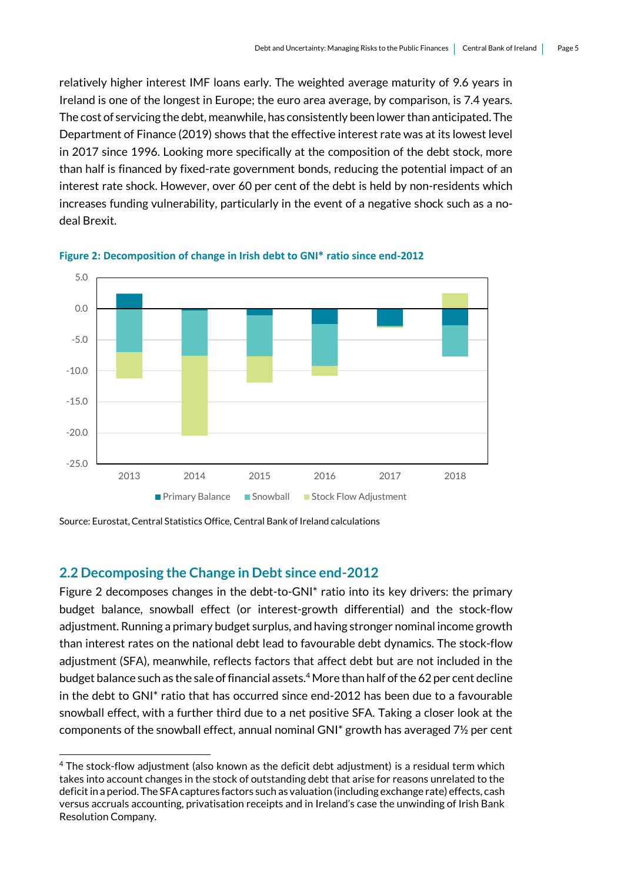relatively higher interest IMF loans early. The weighted average maturity of 9.6 years in Ireland is one of the longest in Europe; the euro area average, by comparison, is 7.4 years. The cost of servicing the debt, meanwhile, has consistently been lower than anticipated. The Department of Finance (2019) shows that the effective interest rate was at its lowest level in 2017 since 1996. Looking more specifically at the composition of the debt stock, more than half is financed by fixed-rate government bonds, reducing the potential impact of an interest rate shock. However, over 60 per cent of the debt is held by non-residents which increases funding vulnerability, particularly in the event of a negative shock such as a no-deal Brexit.

**Figure 2: Decomposition of change in Irish debt to GNI* ratio since end-2012**

Source: Eurostat, Central Statistics Office, Central Bank of Ireland calculations

## 2.2 Decomposing the Change in Debt since end-2012

Figure 2 decomposes changes in the debt-to-GNI* ratio into its key drivers: the primary budget balance, snowball effect (or interest-growth differential) and the stock-flow adjustment. Running a primary budget surplus, and having stronger nominal income growth than interest rates on the national debt lead to favourable debt dynamics. The stock-flow adjustment (SFA), meanwhile, reflects factors that affect debt but are not included in the budget balance such as the sale of financial assets.[4] More than half of the 62 per cent decline in the debt to GNI* ratio that has occurred since end-2012 has been due to a favourable snowball effect, with a further third due to a net positive SFA. Taking a closer look at the components of the snowball effect, annual nominal GNI* growth has averaged 7½ per cent

[4] The stock-flow adjustment (also known as the deficit debt adjustment) is a residual term which takes into account changes in the stock of outstanding debt that arise for reasons unrelated to the deficit in a period. The SFA captures factors such as valuation (including exchange rate) effects, cash versus accruals accounting, privatisation receipts and in Ireland's case the unwinding of Irish Bank Resolution Company.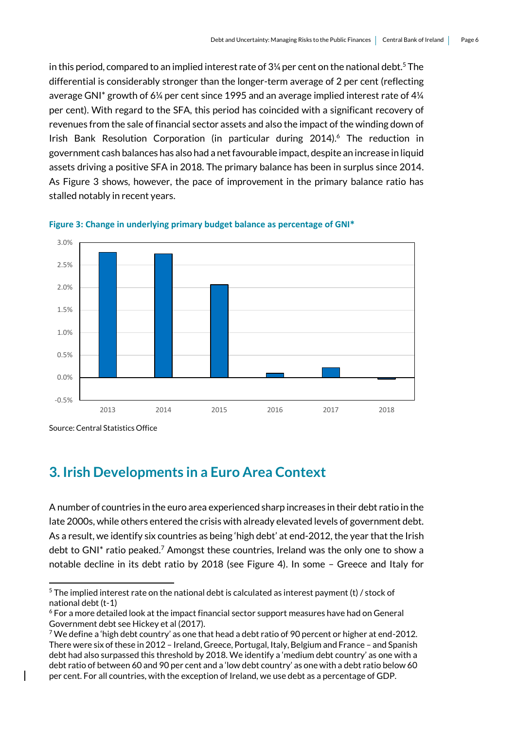in this period, compared to an implied interest rate of 3¼ per cent on the national debt.[5] The differential is considerably stronger than the longer-term average of 2 per cent (reflecting average GNI* growth of 6¼ per cent since 1995 and an average implied interest rate of 4¼ per cent). With regard to the SFA, this period has coincided with a significant recovery of revenues from the sale of financial sector assets and also the impact of the winding down of Irish Bank Resolution Corporation (in particular during 2014).[6] The reduction in government cash balances has also had a net favourable impact, despite an increase in liquid assets driving a positive SFA in 2018. The primary balance has been in surplus since 2014. As Figure 3 shows, however, the pace of improvement in the primary balance ratio has stalled notably in recent years.

**Figure 3: Change in underlying primary budget balance as percentage of GNI***

Source: Central Statistics Office

## 3. Irish Developments in a Euro Area Context

A number of countries in the euro area experienced sharp increases in their debt ratio in the late 2000s, while others entered the crisis with already elevated levels of government debt. As a result, we identify six countries as being 'high debt' at end-2012, the year that the Irish debt to GNI* ratio peaked.[7] Amongst these countries, Ireland was the only one to show a notable decline in its debt ratio by 2018 (see Figure 4). In some – Greece and Italy for

---

[5] The implied interest rate on the national debt is calculated as interest payment (t) / stock of national debt (t-1)

[6] For a more detailed look at the impact financial sector support measures have had on General Government debt see Hickey et al (2017).

[7] We define a 'high debt country' as one that head a debt ratio of 90 percent or higher at end-2012. There were six of these in 2012 – Ireland, Greece, Portugal, Italy, Belgium and France – and Spanish debt had also surpassed this threshold by 2018. We identify a 'medium debt country' as one with a debt ratio of between 60 and 90 per cent and a 'low debt country' as one with a debt ratio below 60 per cent. For all countries, with the exception of Ireland, we use debt as a percentage of GDP.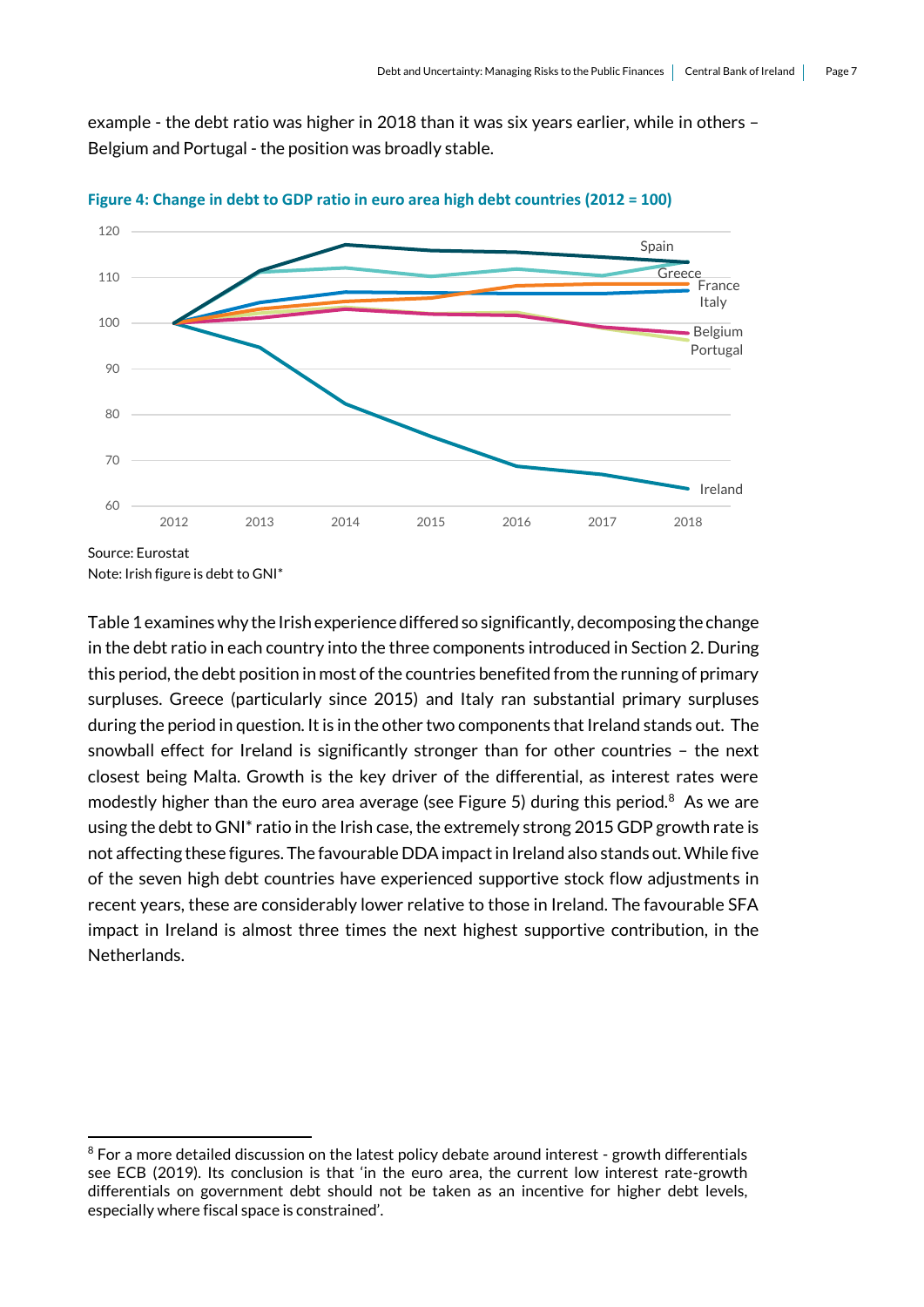example - the debt ratio was higher in 2018 than it was six years earlier, while in others – Belgium and Portugal - the position was broadly stable.

**Figure 4: Change in debt to GDP ratio in euro area high debt countries (2012 = 100)**

Source: Eurostat

Note: Irish figure is debt to GNI*

Table 1 examines why the Irish experience differed so significantly, decomposing the change in the debt ratio in each country into the three components introduced in Section 2. During this period, the debt position in most of the countries benefited from the running of primary surpluses. Greece (particularly since 2015) and Italy ran substantial primary surpluses during the period in question. It is in the other two components that Ireland stands out. The snowball effect for Ireland is significantly stronger than for other countries – the next closest being Malta. Growth is the key driver of the differential, as interest rates were modestly higher than the euro area average (see Figure 5) during this period.[8] As we are using the debt to GNI* ratio in the Irish case, the extremely strong 2015 GDP growth rate is not affecting these figures. The favourable DDA impact in Ireland also stands out. While five of the seven high debt countries have experienced supportive stock flow adjustments in recent years, these are considerably lower relative to those in Ireland. The favourable SFA impact in Ireland is almost three times the next highest supportive contribution, in the Netherlands.

[8] For a more detailed discussion on the latest policy debate around interest - growth differentials see ECB (2019). Its conclusion is that 'in the euro area, the current low interest rate-growth differentials on government debt should not be taken as an incentive for higher debt levels, especially where fiscal space is constrained'.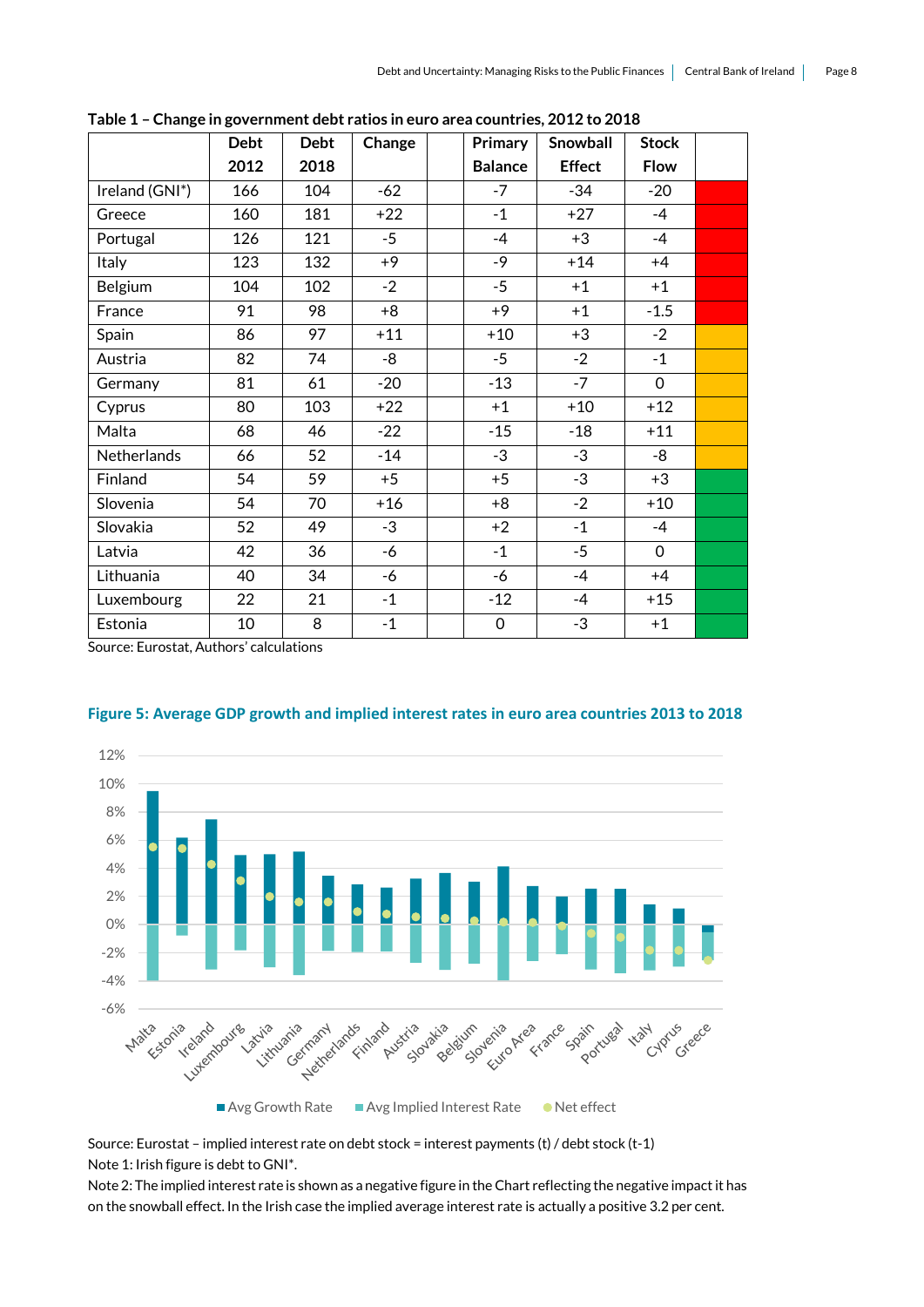**Table 1 – Change in government debt ratios in euro area countries, 2012 to 2018**

| | Debt 2012 | Debt 2018 | Change | | Primary Balance | Snowball Effect | Stock Flow | |
|---|---|---|---|---|---|---|---|---|
| Ireland (GNI*) | 166 | 104 | -62 | | -7 | -34 | -20 | |
| Greece | 160 | 181 | +22 | | -1 | +27 | -4 | |
| Portugal | 126 | 121 | -5 | | -4 | +3 | -4 | |
| Italy | 123 | 132 | +9 | | -9 | +14 | +4 | |
| Belgium | 104 | 102 | -2 | | -5 | +1 | +1 | |
| France | 91 | 98 | +8 | | +9 | +1 | -1.5 | |
| Spain | 86 | 97 | +11 | | +10 | +3 | -2 | |
| Austria | 82 | 74 | -8 | | -5 | -2 | -1 | |
| Germany | 81 | 61 | -20 | | -13 | -7 | 0 | |
| Cyprus | 80 | 103 | +22 | | +1 | +10 | +12 | |
| Malta | 68 | 46 | -22 | | -15 | -18 | +11 | |
| Netherlands | 66 | 52 | -14 | | -3 | -3 | -8 | |
| Finland | 54 | 59 | +5 | | +5 | -3 | +3 | |
| Slovenia | 54 | 70 | +16 | | +8 | -2 | +10 | |
| Slovakia | 52 | 49 | -3 | | +2 | -1 | -4 | |
| Latvia | 42 | 36 | -6 | | -1 | -5 | 0 | |
| Lithuania | 40 | 34 | -6 | | -6 | -4 | +4 | |
| Luxembourg | 22 | 21 | -1 | | -12 | -4 | +15 | |
| Estonia | 10 | 8 | -1 | | 0 | -3 | +1 | |

Source: Eurostat, Authors' calculations

**Figure 5: Average GDP growth and implied interest rates in euro area countries 2013 to 2018**

Source: Eurostat – implied interest rate on debt stock = interest payments (t) / debt stock (t-1)

Note 1: Irish figure is debt to GNI*.

Note 2: The implied interest rate is shown as a negative figure in the Chart reflecting the negative impact it has on the snowball effect. In the Irish case the implied average interest rate is actually a positive 3.2 per cent.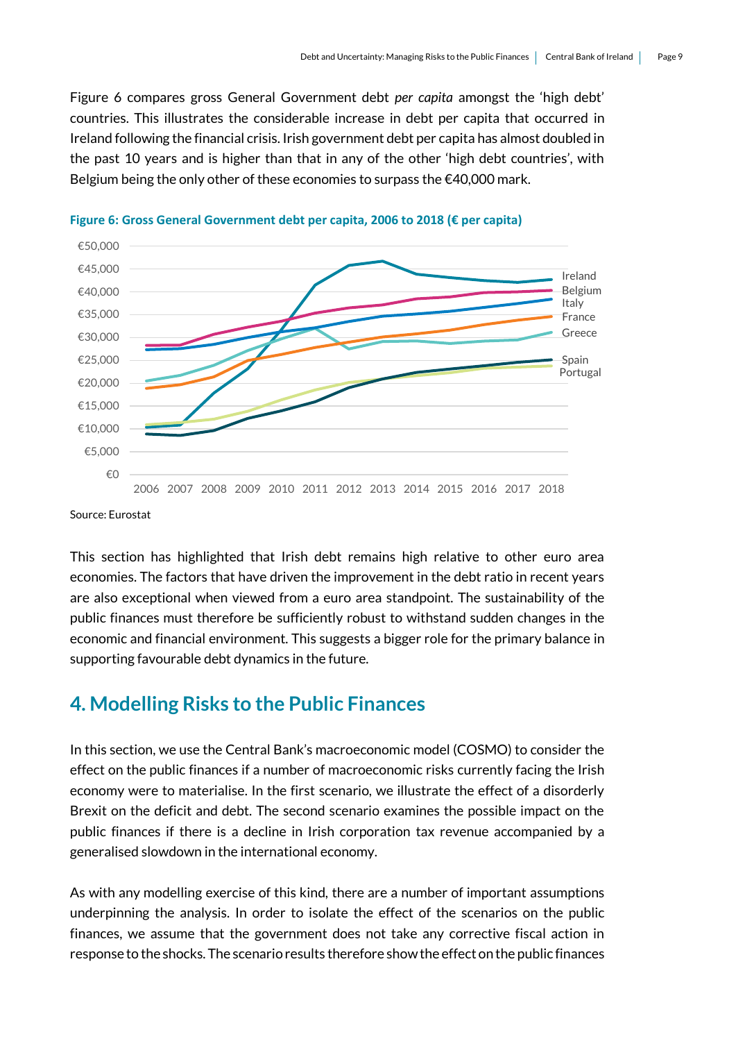Figure 6 compares gross General Government debt *per capita* amongst the 'high debt' countries. This illustrates the considerable increase in debt per capita that occurred in Ireland following the financial crisis. Irish government debt per capita has almost doubled in the past 10 years and is higher than that in any of the other 'high debt countries', with Belgium being the only other of these economies to surpass the €40,000 mark.

**Figure 6: Gross General Government debt per capita, 2006 to 2018 (€ per capita)**

Source: Eurostat

This section has highlighted that Irish debt remains high relative to other euro area economies. The factors that have driven the improvement in the debt ratio in recent years are also exceptional when viewed from a euro area standpoint. The sustainability of the public finances must therefore be sufficiently robust to withstand sudden changes in the economic and financial environment. This suggests a bigger role for the primary balance in supporting favourable debt dynamics in the future.

## 4. Modelling Risks to the Public Finances

In this section, we use the Central Bank's macroeconomic model (COSMO) to consider the effect on the public finances if a number of macroeconomic risks currently facing the Irish economy were to materialise. In the first scenario, we illustrate the effect of a disorderly Brexit on the deficit and debt. The second scenario examines the possible impact on the public finances if there is a decline in Irish corporation tax revenue accompanied by a generalised slowdown in the international economy.

As with any modelling exercise of this kind, there are a number of important assumptions underpinning the analysis. In order to isolate the effect of the scenarios on the public finances, we assume that the government does not take any corrective fiscal action in response to the shocks. The scenario results therefore show the effect on the public finances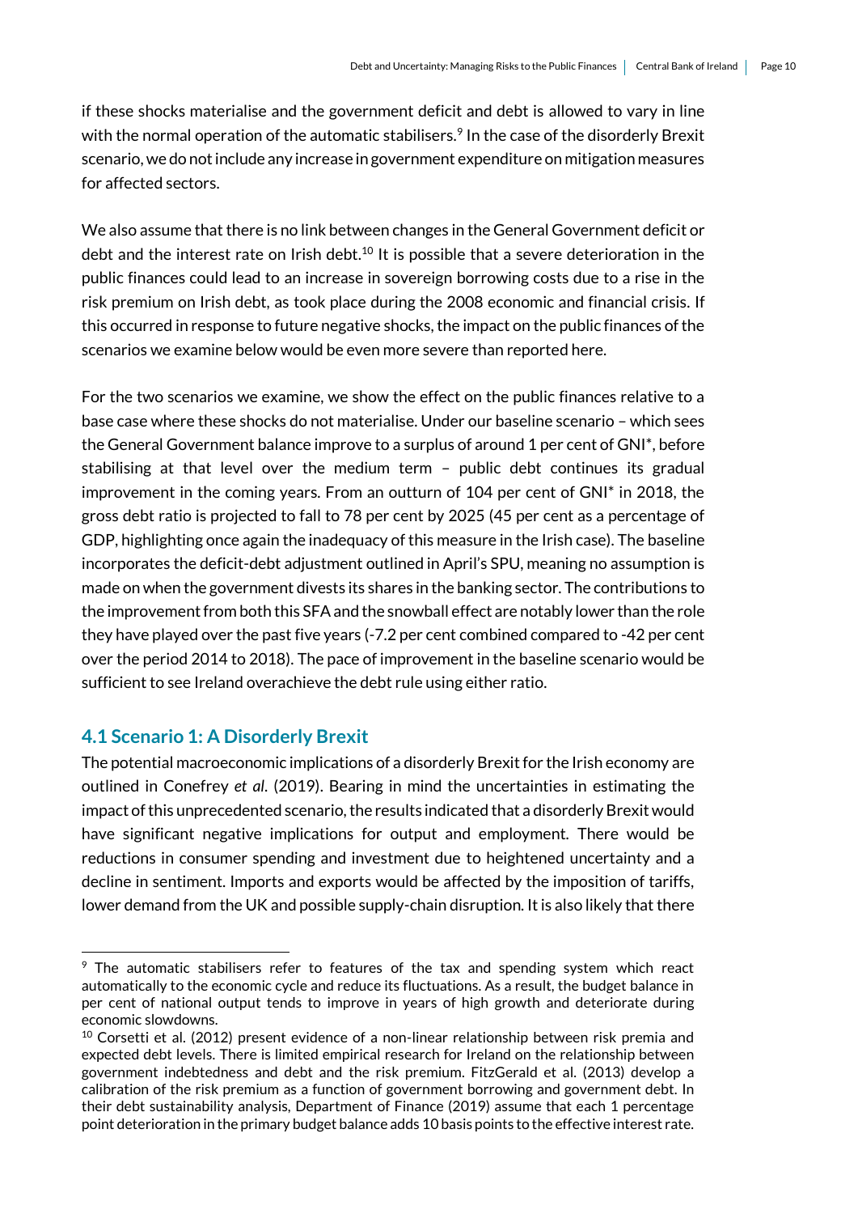if these shocks materialise and the government deficit and debt is allowed to vary in line with the normal operation of the automatic stabilisers.[9] In the case of the disorderly Brexit scenario, we do not include any increase in government expenditure on mitigation measures for affected sectors.

We also assume that there is no link between changes in the General Government deficit or debt and the interest rate on Irish debt.[10] It is possible that a severe deterioration in the public finances could lead to an increase in sovereign borrowing costs due to a rise in the risk premium on Irish debt, as took place during the 2008 economic and financial crisis. If this occurred in response to future negative shocks, the impact on the public finances of the scenarios we examine below would be even more severe than reported here.

For the two scenarios we examine, we show the effect on the public finances relative to a base case where these shocks do not materialise. Under our baseline scenario – which sees the General Government balance improve to a surplus of around 1 per cent of GNI*, before stabilising at that level over the medium term – public debt continues its gradual improvement in the coming years. From an outturn of 104 per cent of GNI* in 2018, the gross debt ratio is projected to fall to 78 per cent by 2025 (45 per cent as a percentage of GDP, highlighting once again the inadequacy of this measure in the Irish case). The baseline incorporates the deficit-debt adjustment outlined in April's SPU, meaning no assumption is made on when the government divests its shares in the banking sector. The contributions to the improvement from both this SFA and the snowball effect are notably lower than the role they have played over the past five years (-7.2 per cent combined compared to -42 per cent over the period 2014 to 2018). The pace of improvement in the baseline scenario would be sufficient to see Ireland overachieve the debt rule using either ratio.

## 4.1 Scenario 1: A Disorderly Brexit

The potential macroeconomic implications of a disorderly Brexit for the Irish economy are outlined in Conefrey *et al*. (2019). Bearing in mind the uncertainties in estimating the impact of this unprecedented scenario, the results indicated that a disorderly Brexit would have significant negative implications for output and employment. There would be reductions in consumer spending and investment due to heightened uncertainty and a decline in sentiment. Imports and exports would be affected by the imposition of tariffs, lower demand from the UK and possible supply-chain disruption. It is also likely that there

---

[9] The automatic stabilisers refer to features of the tax and spending system which react automatically to the economic cycle and reduce its fluctuations. As a result, the budget balance in per cent of national output tends to improve in years of high growth and deteriorate during economic slowdowns.

[10] Corsetti et al. (2012) present evidence of a non-linear relationship between risk premia and expected debt levels. There is limited empirical research for Ireland on the relationship between government indebtedness and debt and the risk premium. FitzGerald et al. (2013) develop a calibration of the risk premium as a function of government borrowing and government debt. In their debt sustainability analysis, Department of Finance (2019) assume that each 1 percentage point deterioration in the primary budget balance adds 10 basis points to the effective interest rate.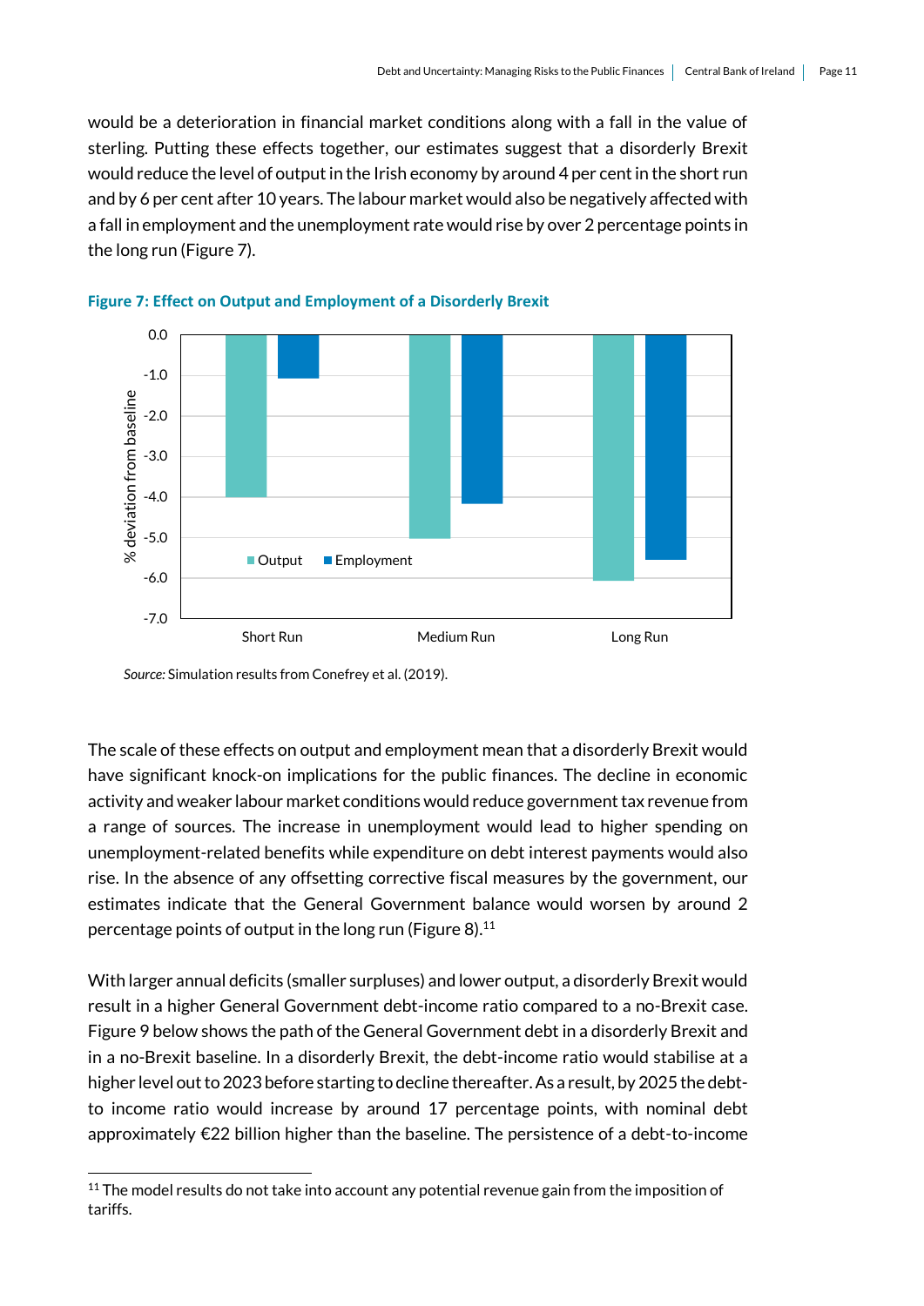would be a deterioration in financial market conditions along with a fall in the value of sterling. Putting these effects together, our estimates suggest that a disorderly Brexit would reduce the level of output in the Irish economy by around 4 per cent in the short run and by 6 per cent after 10 years. The labour market would also be negatively affected with a fall in employment and the unemployment rate would rise by over 2 percentage points in the long run (Figure 7).

**Figure 7: Effect on Output and Employment of a Disorderly Brexit**

*Source:* Simulation results from Conefrey et al. (2019).

The scale of these effects on output and employment mean that a disorderly Brexit would have significant knock-on implications for the public finances. The decline in economic activity and weaker labour market conditions would reduce government tax revenue from a range of sources. The increase in unemployment would lead to higher spending on unemployment-related benefits while expenditure on debt interest payments would also rise. In the absence of any offsetting corrective fiscal measures by the government, our estimates indicate that the General Government balance would worsen by around 2 percentage points of output in the long run (Figure 8).[11]

With larger annual deficits (smaller surpluses) and lower output, a disorderly Brexit would result in a higher General Government debt-income ratio compared to a no-Brexit case. Figure 9 below shows the path of the General Government debt in a disorderly Brexit and in a no-Brexit baseline. In a disorderly Brexit, the debt-income ratio would stabilise at a higher level out to 2023 before starting to decline thereafter. As a result, by 2025 the debt-to income ratio would increase by around 17 percentage points, with nominal debt approximately €22 billion higher than the baseline. The persistence of a debt-to-income

[11] The model results do not take into account any potential revenue gain from the imposition of tariffs.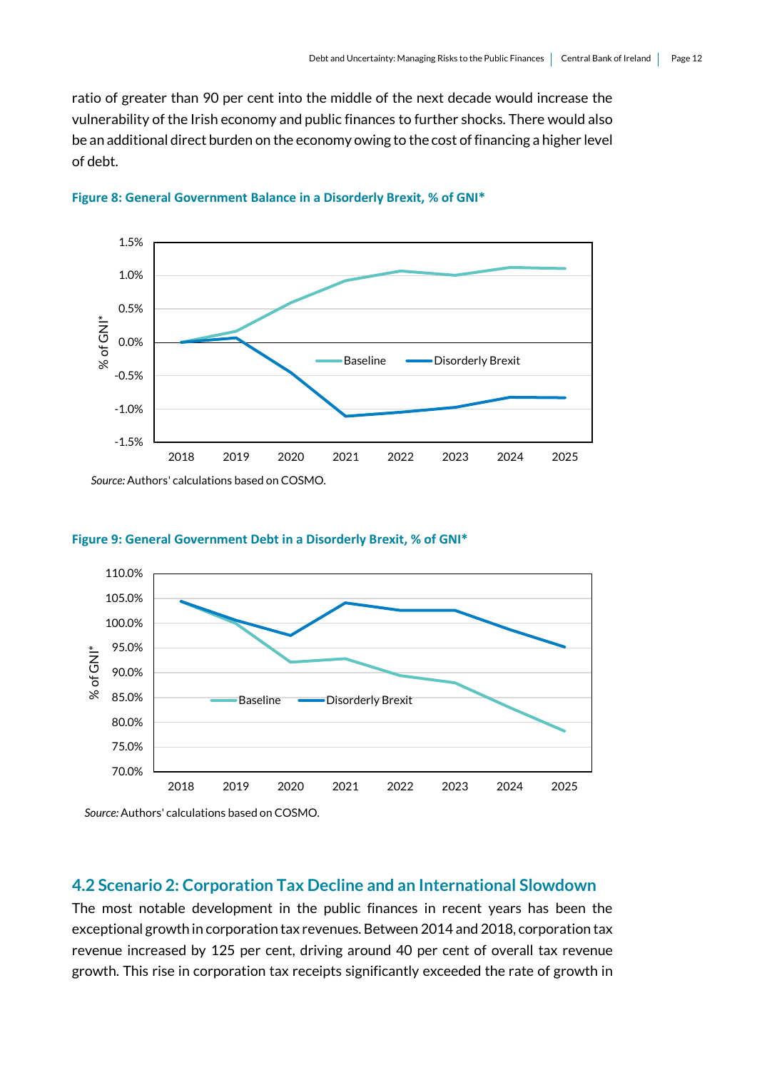ratio of greater than 90 per cent into the middle of the next decade would increase the vulnerability of the Irish economy and public finances to further shocks. There would also be an additional direct burden on the economy owing to the cost of financing a higher level of debt.

**Figure 8: General Government Balance in a Disorderly Brexit, % of GNI***

*Source:* Authors' calculations based on COSMO.

**Figure 9: General Government Debt in a Disorderly Brexit, % of GNI***

*Source:* Authors' calculations based on COSMO.

## 4.2 Scenario 2: Corporation Tax Decline and an International Slowdown

The most notable development in the public finances in recent years has been the exceptional growth in corporation tax revenues. Between 2014 and 2018, corporation tax revenue increased by 125 per cent, driving around 40 per cent of overall tax revenue growth. This rise in corporation tax receipts significantly exceeded the rate of growth in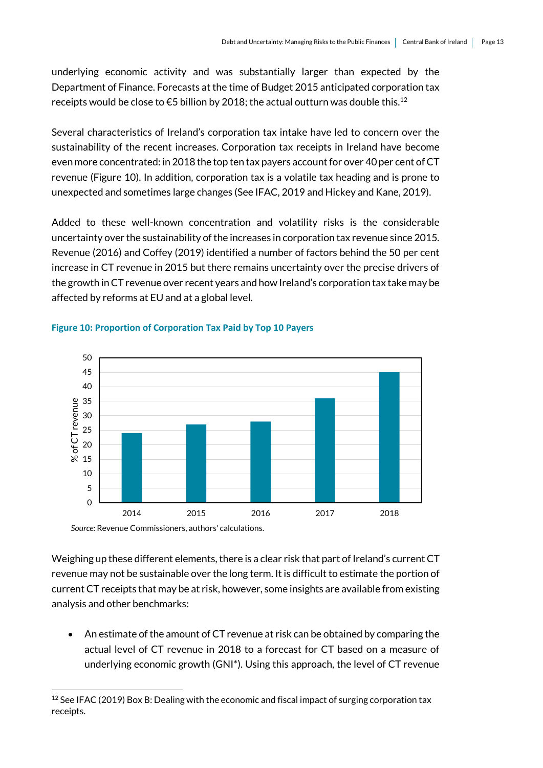underlying economic activity and was substantially larger than expected by the Department of Finance. Forecasts at the time of Budget 2015 anticipated corporation tax receipts would be close to €5 billion by 2018; the actual outturn was double this.[12]

Several characteristics of Ireland's corporation tax intake have led to concern over the sustainability of the recent increases. Corporation tax receipts in Ireland have become even more concentrated: in 2018 the top ten tax payers account for over 40 per cent of CT revenue (Figure 10). In addition, corporation tax is a volatile tax heading and is prone to unexpected and sometimes large changes (See IFAC, 2019 and Hickey and Kane, 2019).

Added to these well-known concentration and volatility risks is the considerable uncertainty over the sustainability of the increases in corporation tax revenue since 2015. Revenue (2016) and Coffey (2019) identified a number of factors behind the 50 per cent increase in CT revenue in 2015 but there remains uncertainty over the precise drivers of the growth in CT revenue over recent years and how Ireland's corporation tax take may be affected by reforms at EU and at a global level.

**Figure 10: Proportion of Corporation Tax Paid by Top 10 Payers**

*Source:* Revenue Commissioners, authors' calculations.

Weighing up these different elements, there is a clear risk that part of Ireland's current CT revenue may not be sustainable over the long term. It is difficult to estimate the portion of current CT receipts that may be at risk, however, some insights are available from existing analysis and other benchmarks:

- An estimate of the amount of CT revenue at risk can be obtained by comparing the actual level of CT revenue in 2018 to a forecast for CT based on a measure of underlying economic growth (GNI*). Using this approach, the level of CT revenue

[12] See IFAC (2019) Box B: Dealing with the economic and fiscal impact of surging corporation tax receipts.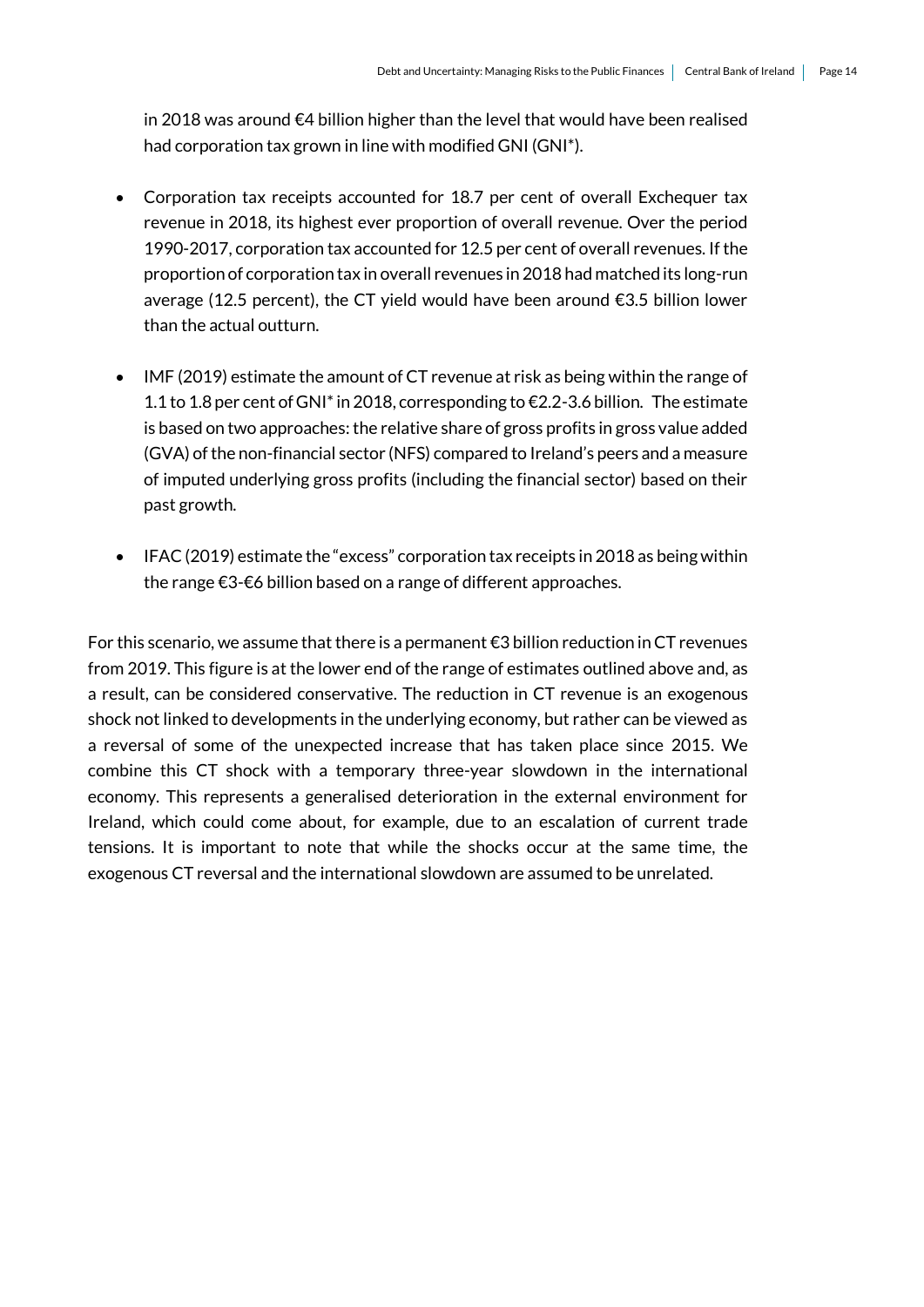in 2018 was around €4 billion higher than the level that would have been realised had corporation tax grown in line with modified GNI (GNI*).

- Corporation tax receipts accounted for 18.7 per cent of overall Exchequer tax revenue in 2018, its highest ever proportion of overall revenue. Over the period 1990-2017, corporation tax accounted for 12.5 per cent of overall revenues. If the proportion of corporation tax in overall revenues in 2018 had matched its long-run average (12.5 percent), the CT yield would have been around €3.5 billion lower than the actual outturn.

- IMF (2019) estimate the amount of CT revenue at risk as being within the range of 1.1 to 1.8 per cent of GNI* in 2018, corresponding to €2.2-3.6 billion. The estimate is based on two approaches: the relative share of gross profits in gross value added (GVA) of the non-financial sector (NFS) compared to Ireland's peers and a measure of imputed underlying gross profits (including the financial sector) based on their past growth.

- IFAC (2019) estimate the "excess" corporation tax receipts in 2018 as being within the range €3-€6 billion based on a range of different approaches.

For this scenario, we assume that there is a permanent €3 billion reduction in CT revenues from 2019. This figure is at the lower end of the range of estimates outlined above and, as a result, can be considered conservative. The reduction in CT revenue is an exogenous shock not linked to developments in the underlying economy, but rather can be viewed as a reversal of some of the unexpected increase that has taken place since 2015. We combine this CT shock with a temporary three-year slowdown in the international economy. This represents a generalised deterioration in the external environment for Ireland, which could come about, for example, due to an escalation of current trade tensions. It is important to note that while the shocks occur at the same time, the exogenous CT reversal and the international slowdown are assumed to be unrelated.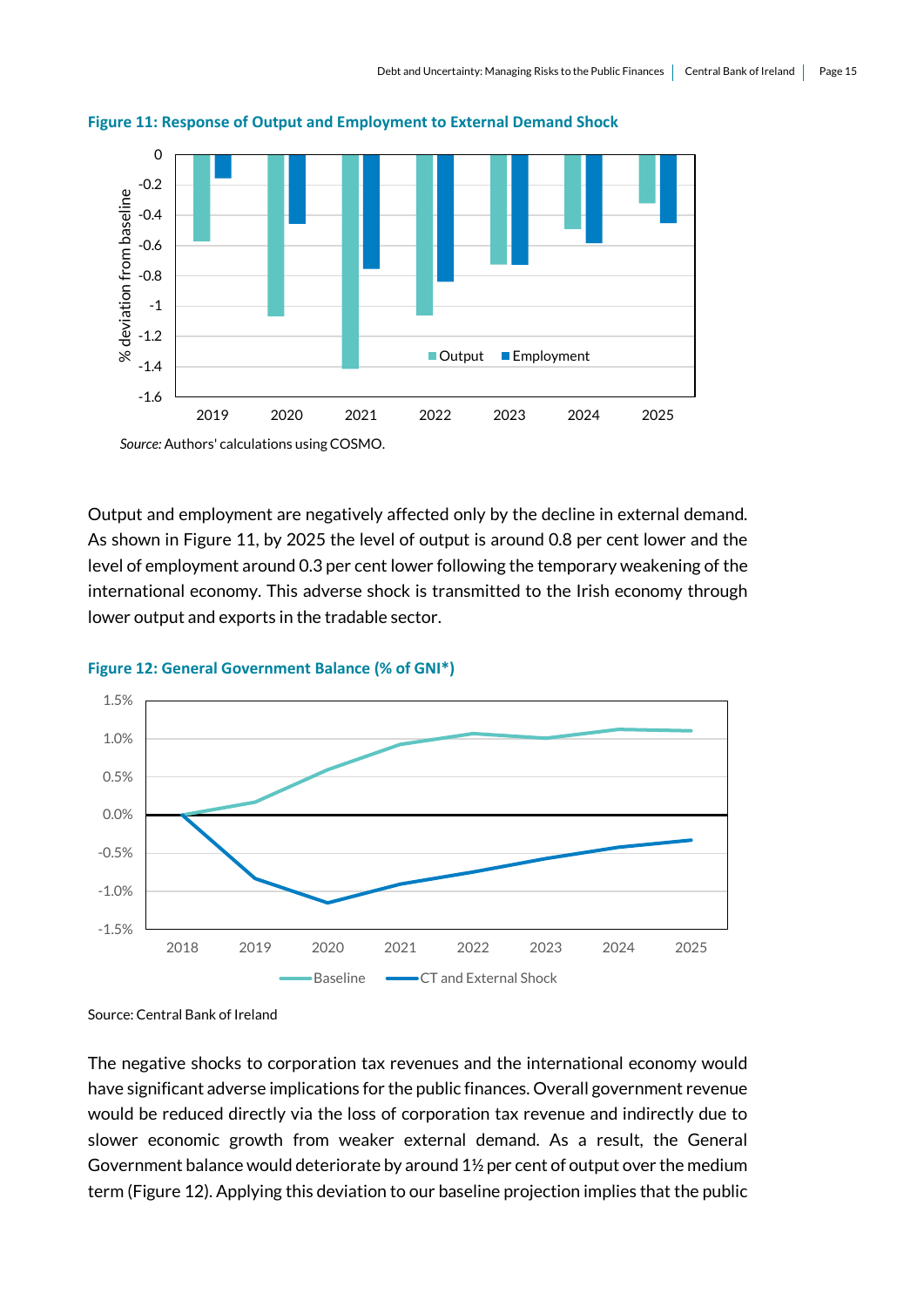**Figure 11: Response of Output and Employment to External Demand Shock**

*Source:* Authors' calculations using COSMO.

Output and employment are negatively affected only by the decline in external demand. As shown in Figure 11, by 2025 the level of output is around 0.8 per cent lower and the level of employment around 0.3 per cent lower following the temporary weakening of the international economy. This adverse shock is transmitted to the Irish economy through lower output and exports in the tradable sector.

**Figure 12: General Government Balance (% of GNI\*)**

Source: Central Bank of Ireland

The negative shocks to corporation tax revenues and the international economy would have significant adverse implications for the public finances. Overall government revenue would be reduced directly via the loss of corporation tax revenue and indirectly due to slower economic growth from weaker external demand. As a result, the General Government balance would deteriorate by around 1½ per cent of output over the medium term (Figure 12). Applying this deviation to our baseline projection implies that the public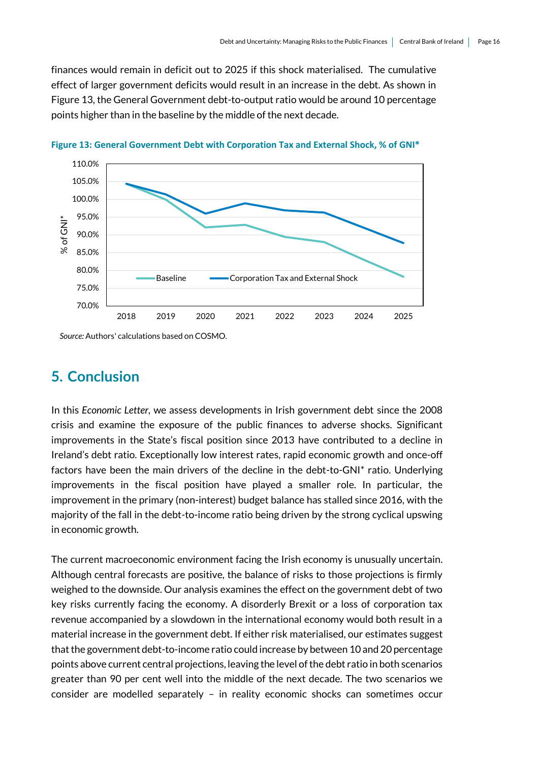finances would remain in deficit out to 2025 if this shock materialised. The cumulative effect of larger government deficits would result in an increase in the debt. As shown in Figure 13, the General Government debt-to-output ratio would be around 10 percentage points higher than in the baseline by the middle of the next decade.

**Figure 13: General Government Debt with Corporation Tax and External Shock, % of GNI***

*Source:* Authors' calculations based on COSMO.

## 5. Conclusion

In this *Economic Letter*, we assess developments in Irish government debt since the 2008 crisis and examine the exposure of the public finances to adverse shocks. Significant improvements in the State's fiscal position since 2013 have contributed to a decline in Ireland's debt ratio. Exceptionally low interest rates, rapid economic growth and once-off factors have been the main drivers of the decline in the debt-to-GNI* ratio. Underlying improvements in the fiscal position have played a smaller role. In particular, the improvement in the primary (non-interest) budget balance has stalled since 2016, with the majority of the fall in the debt-to-income ratio being driven by the strong cyclical upswing in economic growth.

The current macroeconomic environment facing the Irish economy is unusually uncertain. Although central forecasts are positive, the balance of risks to those projections is firmly weighed to the downside. Our analysis examines the effect on the government debt of two key risks currently facing the economy. A disorderly Brexit or a loss of corporation tax revenue accompanied by a slowdown in the international economy would both result in a material increase in the government debt. If either risk materialised, our estimates suggest that the government debt-to-income ratio could increase by between 10 and 20 percentage points above current central projections, leaving the level of the debt ratio in both scenarios greater than 90 per cent well into the middle of the next decade. The two scenarios we consider are modelled separately – in reality economic shocks can sometimes occur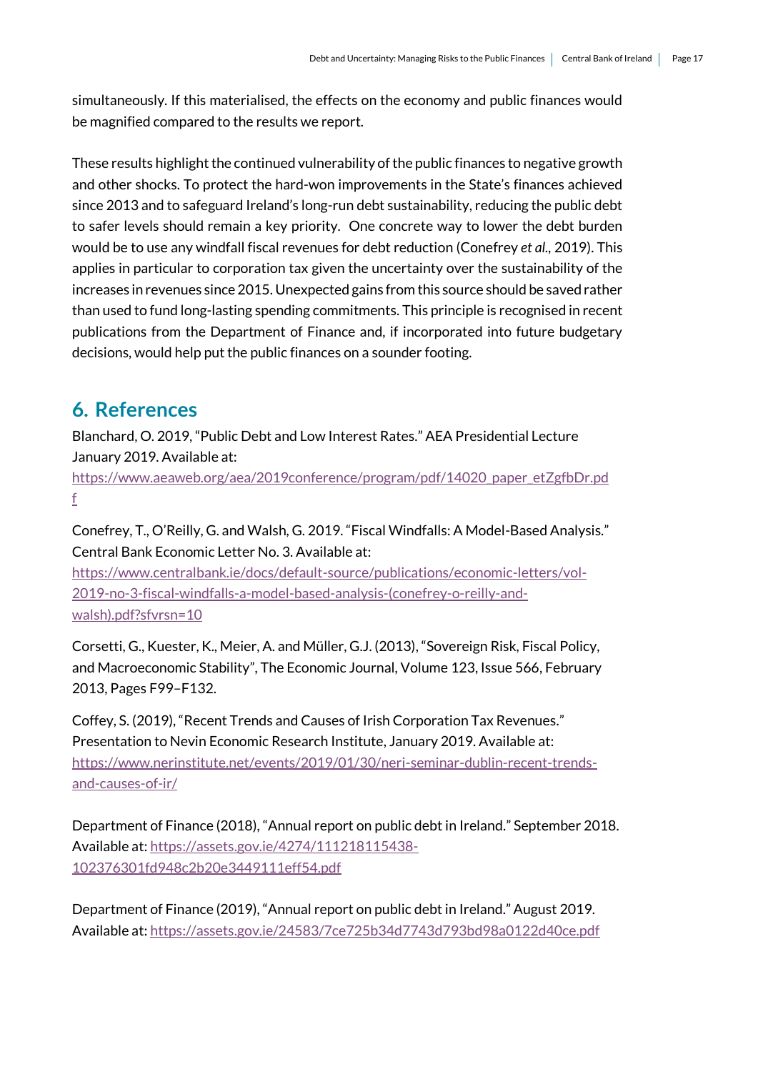simultaneously. If this materialised, the effects on the economy and public finances would be magnified compared to the results we report.

These results highlight the continued vulnerability of the public finances to negative growth and other shocks. To protect the hard-won improvements in the State's finances achieved since 2013 and to safeguard Ireland's long-run debt sustainability, reducing the public debt to safer levels should remain a key priority. One concrete way to lower the debt burden would be to use any windfall fiscal revenues for debt reduction (Conefrey *et al.*, 2019). This applies in particular to corporation tax given the uncertainty over the sustainability of the increases in revenues since 2015. Unexpected gains from this source should be saved rather than used to fund long-lasting spending commitments. This principle is recognised in recent publications from the Department of Finance and, if incorporated into future budgetary decisions, would help put the public finances on a sounder footing.

## 6. References

Blanchard, O. 2019, "Public Debt and Low Interest Rates." AEA Presidential Lecture January 2019. Available at: https://www.aeaweb.org/aea/2019conference/program/pdf/14020_paper_etZgfbDr.pdf

Conefrey, T., O'Reilly, G. and Walsh, G. 2019. "Fiscal Windfalls: A Model-Based Analysis." Central Bank Economic Letter No. 3. Available at: https://www.centralbank.ie/docs/default-source/publications/economic-letters/vol-2019-no-3-fiscal-windfalls-a-model-based-analysis-(conefrey-o-reilly-and-walsh).pdf?sfvrsn=10

Corsetti, G., Kuester, K., Meier, A. and Müller, G.J. (2013), "Sovereign Risk, Fiscal Policy, and Macroeconomic Stability", The Economic Journal, Volume 123, Issue 566, February 2013, Pages F99–F132.

Coffey, S. (2019), "Recent Trends and Causes of Irish Corporation Tax Revenues." Presentation to Nevin Economic Research Institute, January 2019. Available at: https://www.nerinstitute.net/events/2019/01/30/neri-seminar-dublin-recent-trends-and-causes-of-ir/

Department of Finance (2018), "Annual report on public debt in Ireland." September 2018. Available at: https://assets.gov.ie/4274/111218115438-102376301fd948c2b20e3449111eff54.pdf

Department of Finance (2019), "Annual report on public debt in Ireland." August 2019. Available at: https://assets.gov.ie/24583/7ce725b34d7743d793bd98a0122d40ce.pdf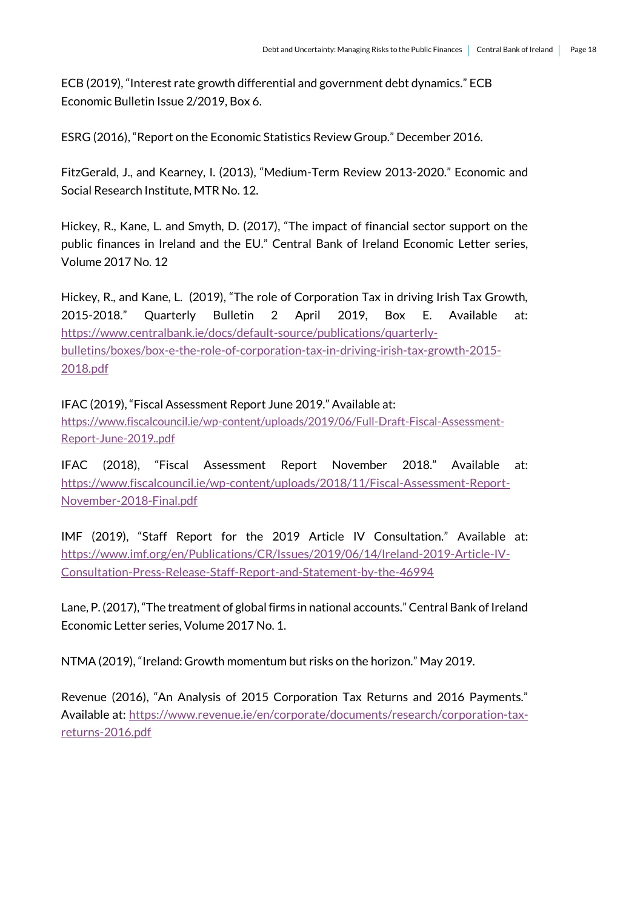ECB (2019), "Interest rate growth differential and government debt dynamics." ECB Economic Bulletin Issue 2/2019, Box 6.

ESRG (2016), "Report on the Economic Statistics Review Group." December 2016.

FitzGerald, J., and Kearney, I. (2013), "Medium-Term Review 2013-2020." Economic and Social Research Institute, MTR No. 12.

Hickey, R., Kane, L. and Smyth, D. (2017), "The impact of financial sector support on the public finances in Ireland and the EU." Central Bank of Ireland Economic Letter series, Volume 2017 No. 12

Hickey, R., and Kane, L. (2019), "The role of Corporation Tax in driving Irish Tax Growth, 2015-2018." Quarterly Bulletin 2 April 2019, Box E. Available at: https://www.centralbank.ie/docs/default-source/publications/quarterly-bulletins/boxes/box-e-the-role-of-corporation-tax-in-driving-irish-tax-growth-2015-2018.pdf

IFAC (2019), "Fiscal Assessment Report June 2019." Available at: https://www.fiscalcouncil.ie/wp-content/uploads/2019/06/Full-Draft-Fiscal-Assessment-Report-June-2019..pdf

IFAC (2018), "Fiscal Assessment Report November 2018." Available at: https://www.fiscalcouncil.ie/wp-content/uploads/2018/11/Fiscal-Assessment-Report-November-2018-Final.pdf

IMF (2019), "Staff Report for the 2019 Article IV Consultation." Available at: https://www.imf.org/en/Publications/CR/Issues/2019/06/14/Ireland-2019-Article-IV-Consultation-Press-Release-Staff-Report-and-Statement-by-the-46994

Lane, P. (2017), "The treatment of global firms in national accounts." Central Bank of Ireland Economic Letter series, Volume 2017 No. 1.

NTMA (2019), "Ireland: Growth momentum but risks on the horizon." May 2019.

Revenue (2016), "An Analysis of 2015 Corporation Tax Returns and 2016 Payments." Available at: https://www.revenue.ie/en/corporate/documents/research/corporation-tax-returns-2016.pdf